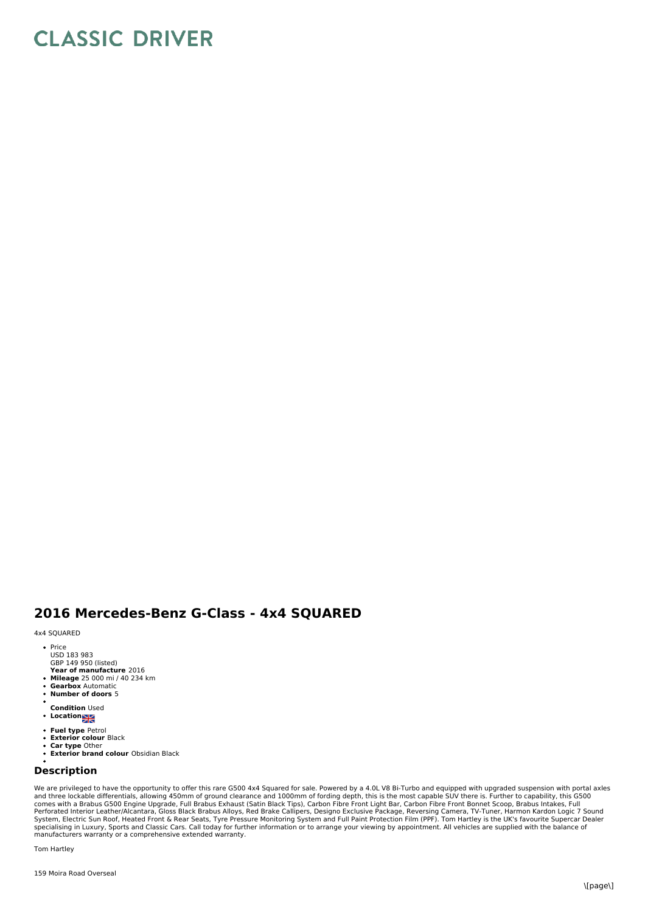# CLASSIC DRIVER

## 2016 Mercedes-Benz G-Class - 4x4 SQUARED

4x4 SQUARED

- Price
  USD 183 983
  GBP 149 950 (listed)
  **Year of manufacture** 2016
- **Mileage** 25 000 mi / 40 234 km
- **Gearbox** Automatic
- **Number of doors** 5
- 
  **Condition** Used
- **Location**
- **Fuel type** Petrol
- **Exterior colour** Black
- **Car type** Other
- **Exterior brand colour** Obsidian Black
- 

## Description

We are privileged to have the opportunity to offer this rare G500 4x4 Squared for sale. Powered by a 4.0L V8 Bi-Turbo and equipped with upgraded suspension with portal axles and three lockable differentials, allowing 450mm of ground clearance and 1000mm of fording depth, this is the most capable SUV there is. Further to capability, this G500 comes with a Brabus G500 Engine Upgrade, Full Brabus Exhaust (Satin Black Tips), Carbon Fibre Front Light Bar, Carbon Fibre Front Bonnet Scoop, Brabus Intakes, Full Perforated Interior Leather/Alcantara, Gloss Black Brabus Alloys, Red Brake Callipers, Designo Exclusive Package, Reversing Camera, TV-Tuner, Harmon Kardon Logic 7 Sound System, Electric Sun Roof, Heated Front & Rear Seats, Tyre Pressure Monitoring System and Full Paint Protection Film (PPF). Tom Hartley is the UK's favourite Supercar Dealer specialising in Luxury, Sports and Classic Cars. Call today for further information or to arrange your viewing by appointment. All vehicles are supplied with the balance of manufacturers warranty or a comprehensive extended warranty.

Tom Hartley

159 Moira Road Overseal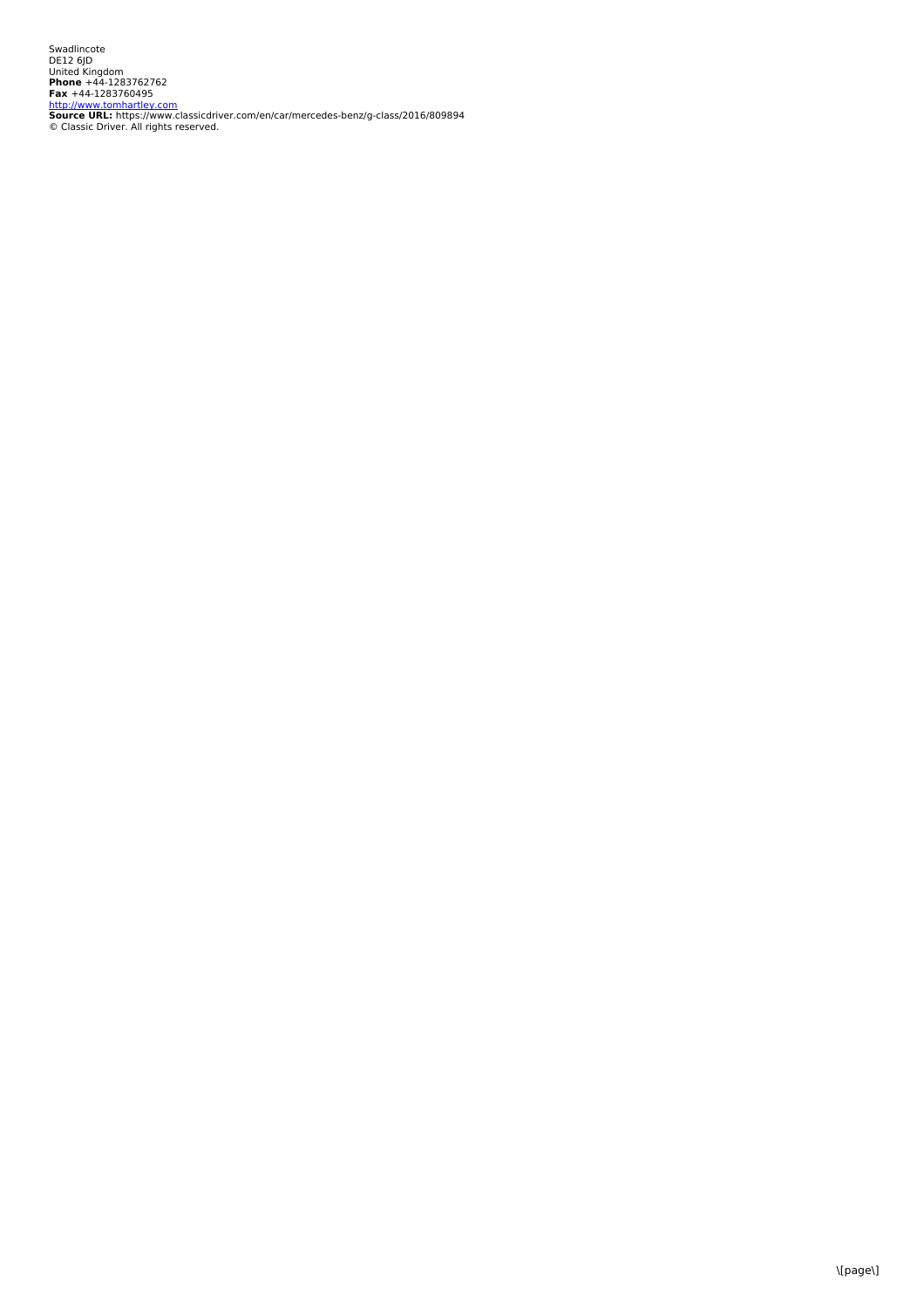Swadlincote
DE12 6JD
United Kingdom
**Phone** +44-1283762762
**Fax** +44-1283760495
[http://www.tomhartley.com](http://www.tomhartley.com)
**Source URL:** https://www.classicdriver.com/en/car/mercedes-benz/g-class/2016/809894
© Classic Driver. All rights reserved.